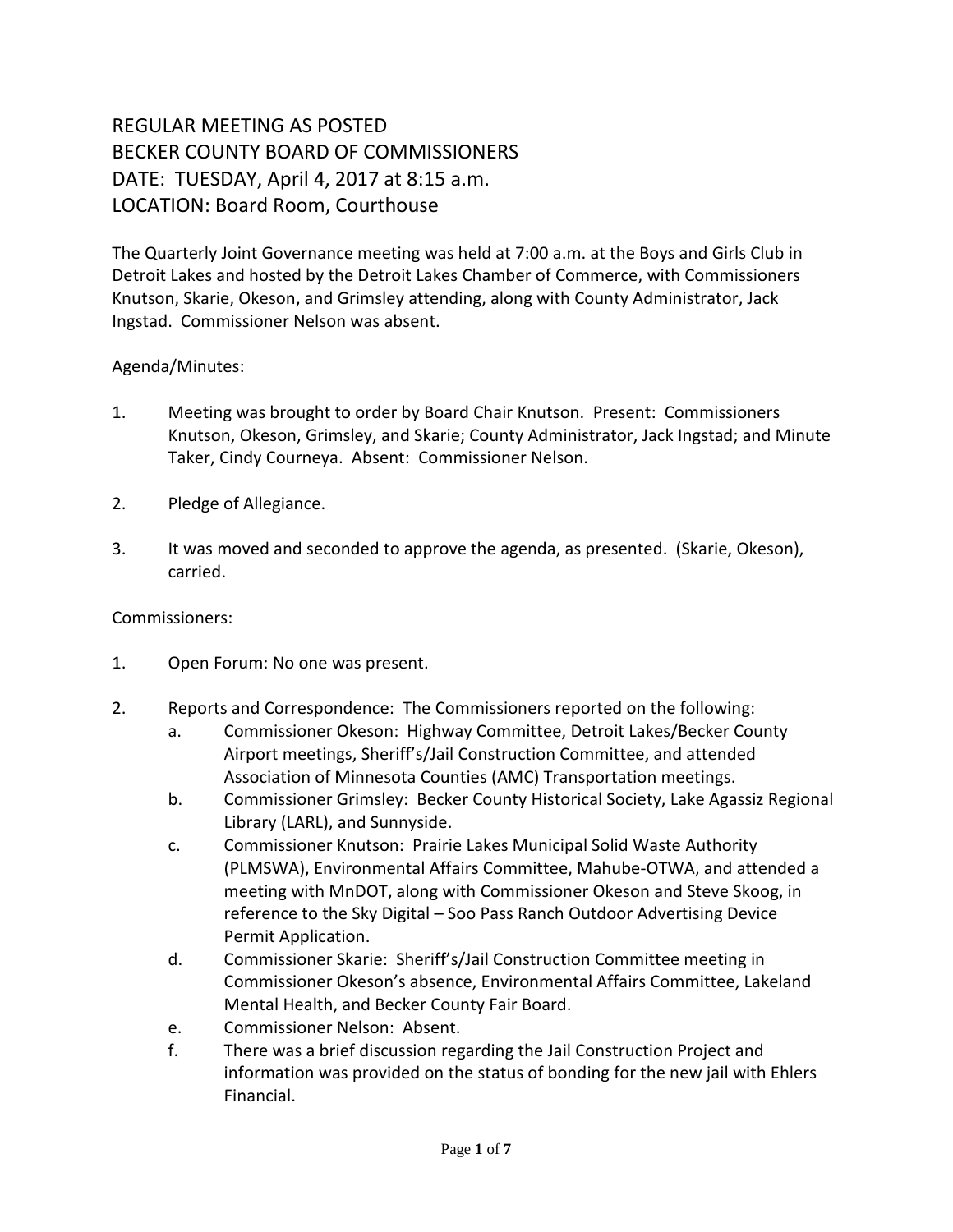# REGULAR MEETING AS POSTED
# BECKER COUNTY BOARD OF COMMISSIONERS
# DATE: TUESDAY, April 4, 2017 at 8:15 a.m.
# LOCATION: Board Room, Courthouse

The Quarterly Joint Governance meeting was held at 7:00 a.m. at the Boys and Girls Club in Detroit Lakes and hosted by the Detroit Lakes Chamber of Commerce, with Commissioners Knutson, Skarie, Okeson, and Grimsley attending, along with County Administrator, Jack Ingstad. Commissioner Nelson was absent.

Agenda/Minutes:

1. Meeting was brought to order by Board Chair Knutson. Present: Commissioners Knutson, Okeson, Grimsley, and Skarie; County Administrator, Jack Ingstad; and Minute Taker, Cindy Courneya. Absent: Commissioner Nelson.

2. Pledge of Allegiance.

3. It was moved and seconded to approve the agenda, as presented. (Skarie, Okeson), carried.

Commissioners:

1. Open Forum: No one was present.

2. Reports and Correspondence: The Commissioners reported on the following:
   a. Commissioner Okeson: Highway Committee, Detroit Lakes/Becker County Airport meetings, Sheriff's/Jail Construction Committee, and attended Association of Minnesota Counties (AMC) Transportation meetings.
   b. Commissioner Grimsley: Becker County Historical Society, Lake Agassiz Regional Library (LARL), and Sunnyside.
   c. Commissioner Knutson: Prairie Lakes Municipal Solid Waste Authority (PLMSWA), Environmental Affairs Committee, Mahube-OTWA, and attended a meeting with MnDOT, along with Commissioner Okeson and Steve Skoog, in reference to the Sky Digital – Soo Pass Ranch Outdoor Advertising Device Permit Application.
   d. Commissioner Skarie: Sheriff's/Jail Construction Committee meeting in Commissioner Okeson's absence, Environmental Affairs Committee, Lakeland Mental Health, and Becker County Fair Board.
   e. Commissioner Nelson: Absent.
   f. There was a brief discussion regarding the Jail Construction Project and information was provided on the status of bonding for the new jail with Ehlers Financial.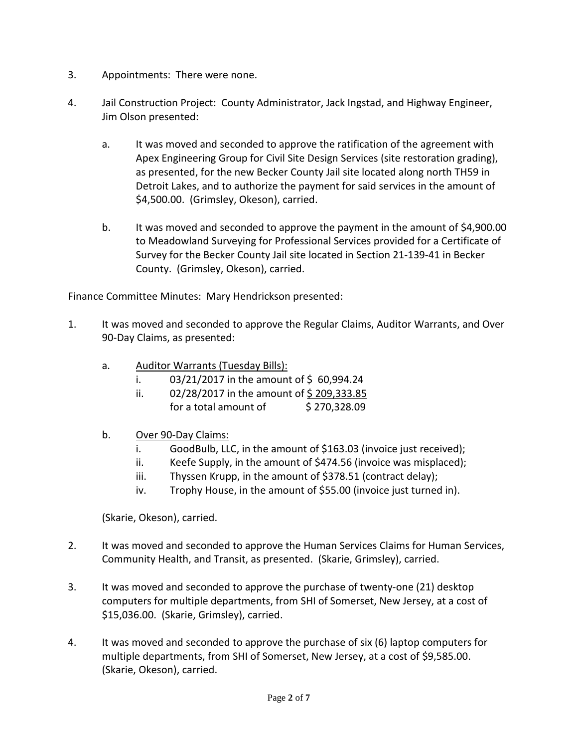3. Appointments: There were none.

4. Jail Construction Project: County Administrator, Jack Ingstad, and Highway Engineer, Jim Olson presented:

   a. It was moved and seconded to approve the ratification of the agreement with Apex Engineering Group for Civil Site Design Services (site restoration grading), as presented, for the new Becker County Jail site located along north TH59 in Detroit Lakes, and to authorize the payment for said services in the amount of $4,500.00. (Grimsley, Okeson), carried.

   b. It was moved and seconded to approve the payment in the amount of $4,900.00 to Meadowland Surveying for Professional Services provided for a Certificate of Survey for the Becker County Jail site located in Section 21-139-41 in Becker County. (Grimsley, Okeson), carried.

Finance Committee Minutes: Mary Hendrickson presented:

1. It was moved and seconded to approve the Regular Claims, Auditor Warrants, and Over 90-Day Claims, as presented:

   a. <u>Auditor Warrants (Tuesday Bills):</u>
      i. 03/21/2017 in the amount of $ 60,994.24
      ii. 02/28/2017 in the amount of <u>$ 209,333.85</u>
      for a total amount of $ 270,328.09

   b. <u>Over 90-Day Claims:</u>
      i. GoodBulb, LLC, in the amount of $163.03 (invoice just received);
      ii. Keefe Supply, in the amount of $474.56 (invoice was misplaced);
      iii. Thyssen Krupp, in the amount of $378.51 (contract delay);
      iv. Trophy House, in the amount of $55.00 (invoice just turned in).

   (Skarie, Okeson), carried.

2. It was moved and seconded to approve the Human Services Claims for Human Services, Community Health, and Transit, as presented. (Skarie, Grimsley), carried.

3. It was moved and seconded to approve the purchase of twenty-one (21) desktop computers for multiple departments, from SHI of Somerset, New Jersey, at a cost of $15,036.00. (Skarie, Grimsley), carried.

4. It was moved and seconded to approve the purchase of six (6) laptop computers for multiple departments, from SHI of Somerset, New Jersey, at a cost of $9,585.00. (Skarie, Okeson), carried.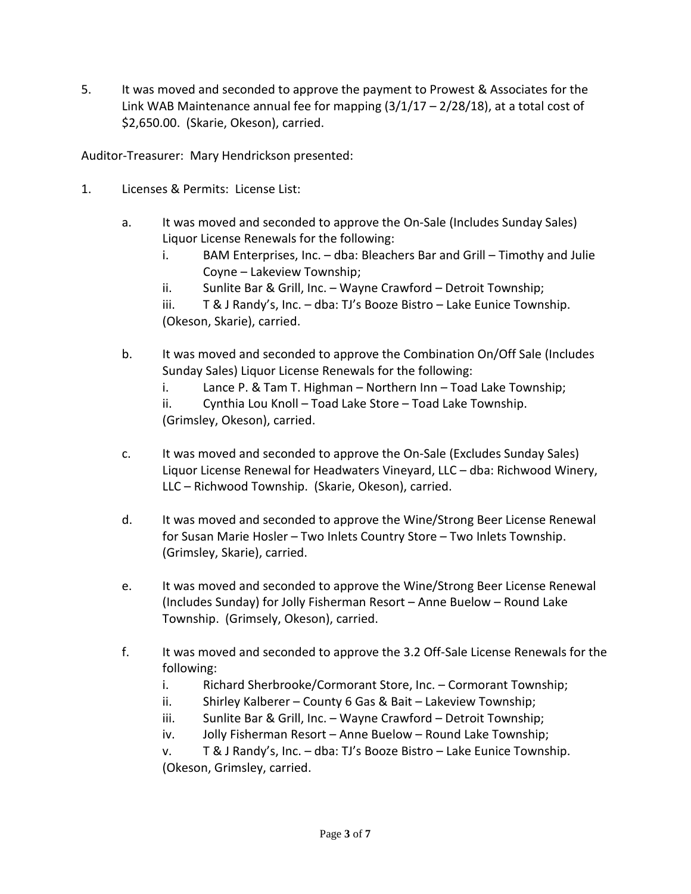5. It was moved and seconded to approve the payment to Prowest & Associates for the Link WAB Maintenance annual fee for mapping (3/1/17 – 2/28/18), at a total cost of $2,650.00. (Skarie, Okeson), carried.

Auditor-Treasurer: Mary Hendrickson presented:

1. Licenses & Permits: License List:

   a. It was moved and seconded to approve the On-Sale (Includes Sunday Sales) Liquor License Renewals for the following:
      i. BAM Enterprises, Inc. – dba: Bleachers Bar and Grill – Timothy and Julie Coyne – Lakeview Township;
      ii. Sunlite Bar & Grill, Inc. – Wayne Crawford – Detroit Township;
      iii. T & J Randy's, Inc. – dba: TJ's Booze Bistro – Lake Eunice Township.
      
      (Okeson, Skarie), carried.

   b. It was moved and seconded to approve the Combination On/Off Sale (Includes Sunday Sales) Liquor License Renewals for the following:
      i. Lance P. & Tam T. Highman – Northern Inn – Toad Lake Township;
      ii. Cynthia Lou Knoll – Toad Lake Store – Toad Lake Township.
      
      (Grimsley, Okeson), carried.

   c. It was moved and seconded to approve the On-Sale (Excludes Sunday Sales) Liquor License Renewal for Headwaters Vineyard, LLC – dba: Richwood Winery, LLC – Richwood Township. (Skarie, Okeson), carried.

   d. It was moved and seconded to approve the Wine/Strong Beer License Renewal for Susan Marie Hosler – Two Inlets Country Store – Two Inlets Township. (Grimsley, Skarie), carried.

   e. It was moved and seconded to approve the Wine/Strong Beer License Renewal (Includes Sunday) for Jolly Fisherman Resort – Anne Buelow – Round Lake Township. (Grimsely, Okeson), carried.

   f. It was moved and seconded to approve the 3.2 Off-Sale License Renewals for the following:
      i. Richard Sherbrooke/Cormorant Store, Inc. – Cormorant Township;
      ii. Shirley Kalberer – County 6 Gas & Bait – Lakeview Township;
      iii. Sunlite Bar & Grill, Inc. – Wayne Crawford – Detroit Township;
      iv. Jolly Fisherman Resort – Anne Buelow – Round Lake Township;
      v. T & J Randy's, Inc. – dba: TJ's Booze Bistro – Lake Eunice Township.
      
      (Okeson, Grimsley, carried.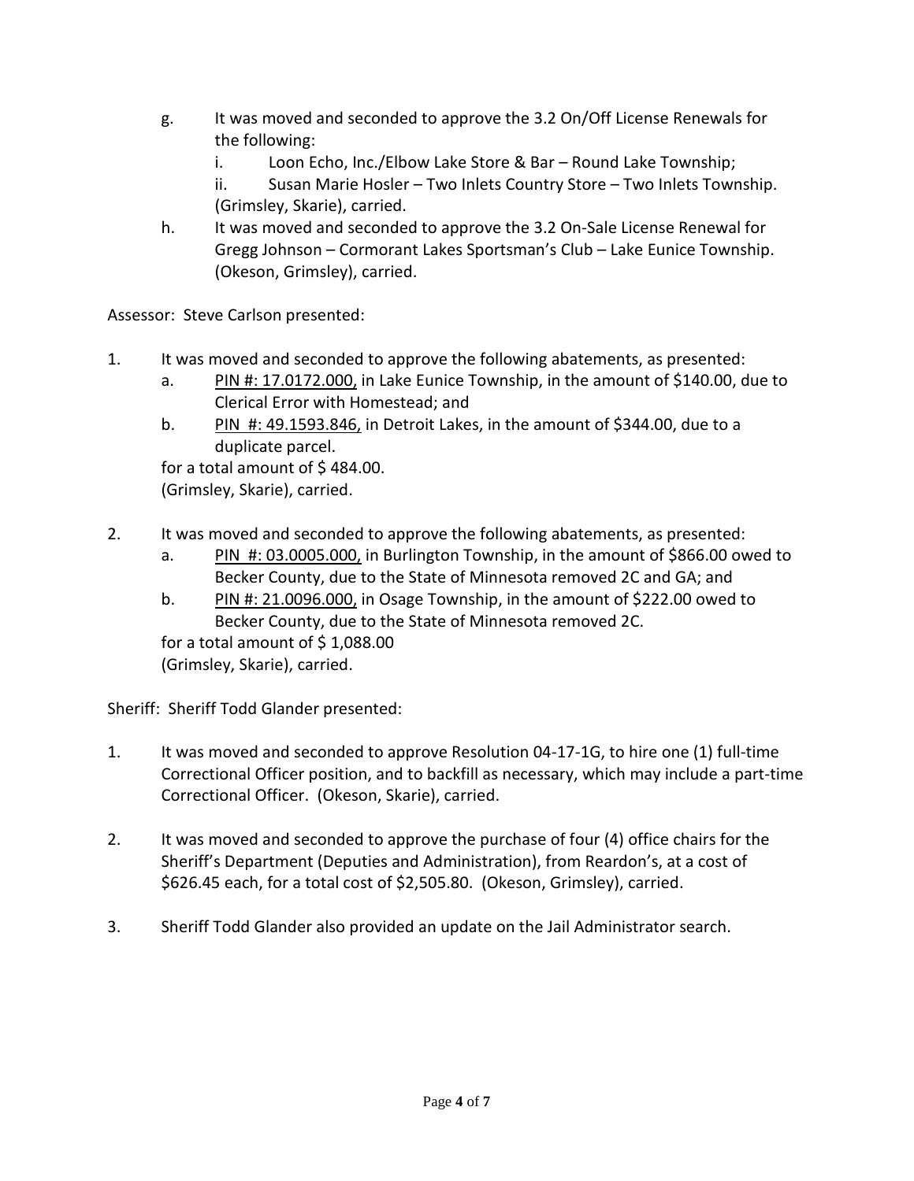g. It was moved and seconded to approve the 3.2 On/Off License Renewals for the following:
   i. Loon Echo, Inc./Elbow Lake Store & Bar – Round Lake Township;
   ii. Susan Marie Hosler – Two Inlets Country Store – Two Inlets Township.
   (Grimsley, Skarie), carried.

h. It was moved and seconded to approve the 3.2 On-Sale License Renewal for Gregg Johnson – Cormorant Lakes Sportsman's Club – Lake Eunice Township. (Okeson, Grimsley), carried.

Assessor: Steve Carlson presented:

1. It was moved and seconded to approve the following abatements, as presented:
   a. PIN #: 17.0172.000, in Lake Eunice Township, in the amount of $140.00, due to Clerical Error with Homestead; and
   b. PIN #: 49.1593.846, in Detroit Lakes, in the amount of $344.00, due to a duplicate parcel.

   for a total amount of $ 484.00.
   (Grimsley, Skarie), carried.

2. It was moved and seconded to approve the following abatements, as presented:
   a. PIN #: 03.0005.000, in Burlington Township, in the amount of $866.00 owed to Becker County, due to the State of Minnesota removed 2C and GA; and
   b. PIN #: 21.0096.000, in Osage Township, in the amount of $222.00 owed to Becker County, due to the State of Minnesota removed 2C.

   for a total amount of $ 1,088.00
   (Grimsley, Skarie), carried.

Sheriff: Sheriff Todd Glander presented:

1. It was moved and seconded to approve Resolution 04-17-1G, to hire one (1) full-time Correctional Officer position, and to backfill as necessary, which may include a part-time Correctional Officer. (Okeson, Skarie), carried.

2. It was moved and seconded to approve the purchase of four (4) office chairs for the Sheriff's Department (Deputies and Administration), from Reardon's, at a cost of $626.45 each, for a total cost of $2,505.80. (Okeson, Grimsley), carried.

3. Sheriff Todd Glander also provided an update on the Jail Administrator search.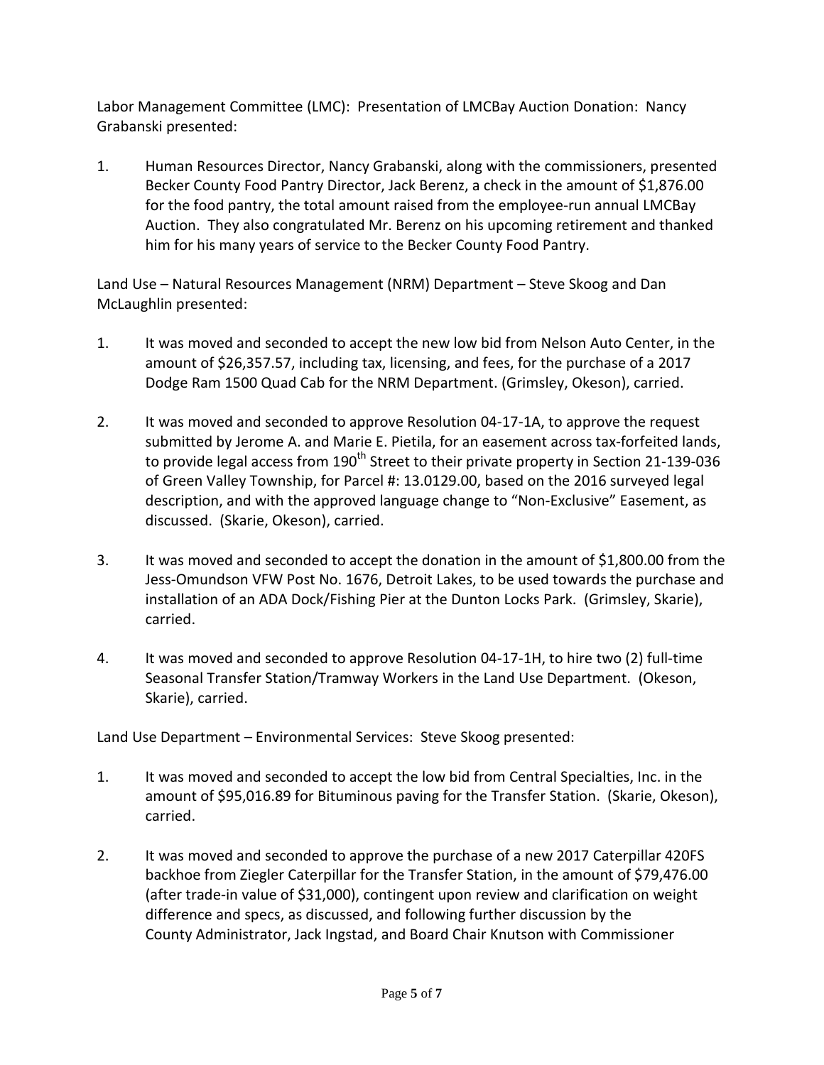Labor Management Committee (LMC): Presentation of LMCBay Auction Donation: Nancy Grabanski presented:

1. Human Resources Director, Nancy Grabanski, along with the commissioners, presented Becker County Food Pantry Director, Jack Berenz, a check in the amount of $1,876.00 for the food pantry, the total amount raised from the employee-run annual LMCBay Auction. They also congratulated Mr. Berenz on his upcoming retirement and thanked him for his many years of service to the Becker County Food Pantry.

Land Use – Natural Resources Management (NRM) Department – Steve Skoog and Dan McLaughlin presented:

1. It was moved and seconded to accept the new low bid from Nelson Auto Center, in the amount of $26,357.57, including tax, licensing, and fees, for the purchase of a 2017 Dodge Ram 1500 Quad Cab for the NRM Department. (Grimsley, Okeson), carried.

2. It was moved and seconded to approve Resolution 04-17-1A, to approve the request submitted by Jerome A. and Marie E. Pietila, for an easement across tax-forfeited lands, to provide legal access from 190th Street to their private property in Section 21-139-036 of Green Valley Township, for Parcel #: 13.0129.00, based on the 2016 surveyed legal description, and with the approved language change to "Non-Exclusive" Easement, as discussed. (Skarie, Okeson), carried.

3. It was moved and seconded to accept the donation in the amount of $1,800.00 from the Jess-Omundson VFW Post No. 1676, Detroit Lakes, to be used towards the purchase and installation of an ADA Dock/Fishing Pier at the Dunton Locks Park. (Grimsley, Skarie), carried.

4. It was moved and seconded to approve Resolution 04-17-1H, to hire two (2) full-time Seasonal Transfer Station/Tramway Workers in the Land Use Department. (Okeson, Skarie), carried.

Land Use Department – Environmental Services: Steve Skoog presented:

1. It was moved and seconded to accept the low bid from Central Specialties, Inc. in the amount of $95,016.89 for Bituminous paving for the Transfer Station. (Skarie, Okeson), carried.

2. It was moved and seconded to approve the purchase of a new 2017 Caterpillar 420FS backhoe from Ziegler Caterpillar for the Transfer Station, in the amount of $79,476.00 (after trade-in value of $31,000), contingent upon review and clarification on weight difference and specs, as discussed, and following further discussion by the County Administrator, Jack Ingstad, and Board Chair Knutson with Commissioner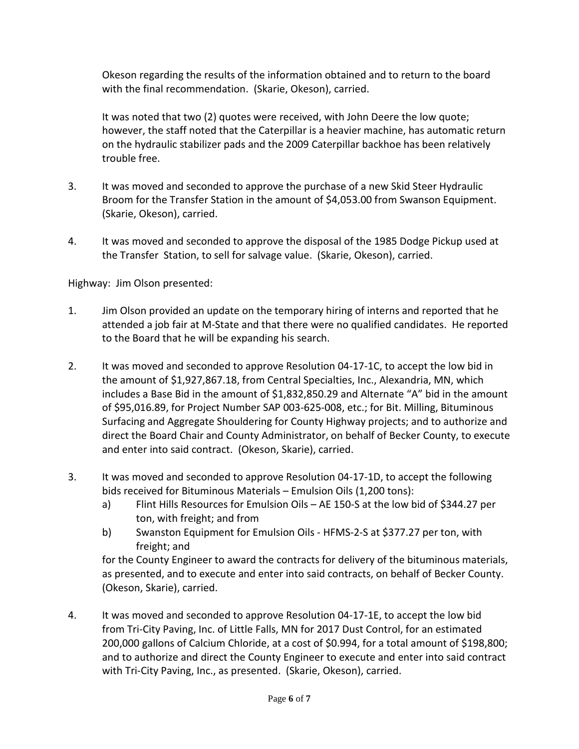Okeson regarding the results of the information obtained and to return to the board with the final recommendation. (Skarie, Okeson), carried.

It was noted that two (2) quotes were received, with John Deere the low quote; however, the staff noted that the Caterpillar is a heavier machine, has automatic return on the hydraulic stabilizer pads and the 2009 Caterpillar backhoe has been relatively trouble free.

3. It was moved and seconded to approve the purchase of a new Skid Steer Hydraulic Broom for the Transfer Station in the amount of $4,053.00 from Swanson Equipment. (Skarie, Okeson), carried.

4. It was moved and seconded to approve the disposal of the 1985 Dodge Pickup used at the Transfer Station, to sell for salvage value. (Skarie, Okeson), carried.

Highway: Jim Olson presented:

1. Jim Olson provided an update on the temporary hiring of interns and reported that he attended a job fair at M-State and that there were no qualified candidates. He reported to the Board that he will be expanding his search.

2. It was moved and seconded to approve Resolution 04-17-1C, to accept the low bid in the amount of $1,927,867.18, from Central Specialties, Inc., Alexandria, MN, which includes a Base Bid in the amount of $1,832,850.29 and Alternate "A" bid in the amount of $95,016.89, for Project Number SAP 003-625-008, etc.; for Bit. Milling, Bituminous Surfacing and Aggregate Shouldering for County Highway projects; and to authorize and direct the Board Chair and County Administrator, on behalf of Becker County, to execute and enter into said contract. (Okeson, Skarie), carried.

3. It was moved and seconded to approve Resolution 04-17-1D, to accept the following bids received for Bituminous Materials – Emulsion Oils (1,200 tons):
   a) Flint Hills Resources for Emulsion Oils – AE 150-S at the low bid of $344.27 per ton, with freight; and from
   b) Swanston Equipment for Emulsion Oils - HFMS-2-S at $377.27 per ton, with freight; and

   for the County Engineer to award the contracts for delivery of the bituminous materials, as presented, and to execute and enter into said contracts, on behalf of Becker County. (Okeson, Skarie), carried.

4. It was moved and seconded to approve Resolution 04-17-1E, to accept the low bid from Tri-City Paving, Inc. of Little Falls, MN for 2017 Dust Control, for an estimated 200,000 gallons of Calcium Chloride, at a cost of $0.994, for a total amount of $198,800; and to authorize and direct the County Engineer to execute and enter into said contract with Tri-City Paving, Inc., as presented. (Skarie, Okeson), carried.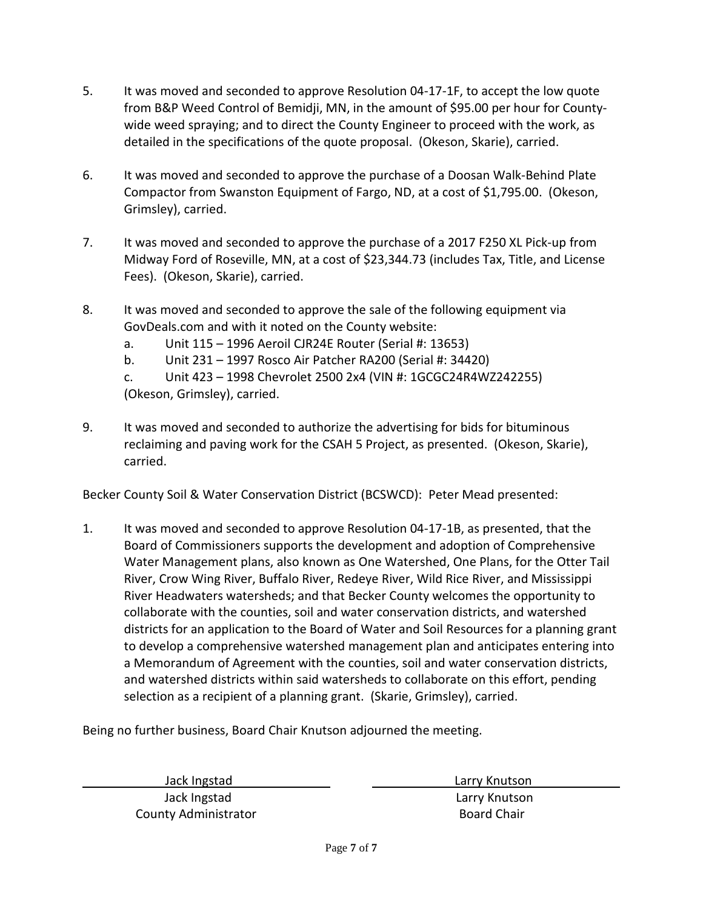5. It was moved and seconded to approve Resolution 04-17-1F, to accept the low quote from B&P Weed Control of Bemidji, MN, in the amount of $95.00 per hour for County-wide weed spraying; and to direct the County Engineer to proceed with the work, as detailed in the specifications of the quote proposal. (Okeson, Skarie), carried.

6. It was moved and seconded to approve the purchase of a Doosan Walk-Behind Plate Compactor from Swanston Equipment of Fargo, ND, at a cost of $1,795.00. (Okeson, Grimsley), carried.

7. It was moved and seconded to approve the purchase of a 2017 F250 XL Pick-up from Midway Ford of Roseville, MN, at a cost of $23,344.73 (includes Tax, Title, and License Fees). (Okeson, Skarie), carried.

8. It was moved and seconded to approve the sale of the following equipment via GovDeals.com and with it noted on the County website:
   a. Unit 115 – 1996 Aeroil CJR24E Router (Serial #: 13653)
   b. Unit 231 – 1997 Rosco Air Patcher RA200 (Serial #: 34420)
   c. Unit 423 – 1998 Chevrolet 2500 2x4 (VIN #: 1GCGC24R4WZ242255)

   (Okeson, Grimsley), carried.

9. It was moved and seconded to authorize the advertising for bids for bituminous reclaiming and paving work for the CSAH 5 Project, as presented. (Okeson, Skarie), carried.

Becker County Soil & Water Conservation District (BCSWCD): Peter Mead presented:

1. It was moved and seconded to approve Resolution 04-17-1B, as presented, that the Board of Commissioners supports the development and adoption of Comprehensive Water Management plans, also known as One Watershed, One Plans, for the Otter Tail River, Crow Wing River, Buffalo River, Redeye River, Wild Rice River, and Mississippi River Headwaters watersheds; and that Becker County welcomes the opportunity to collaborate with the counties, soil and water conservation districts, and watershed districts for an application to the Board of Water and Soil Resources for a planning grant to develop a comprehensive watershed management plan and anticipates entering into a Memorandum of Agreement with the counties, soil and water conservation districts, and watershed districts within said watersheds to collaborate on this effort, pending selection as a recipient of a planning grant. (Skarie, Grimsley), carried.

Being no further business, Board Chair Knutson adjourned the meeting.

Jack Ingstad
Jack Ingstad
County Administrator

Larry Knutson
Larry Knutson
Board Chair